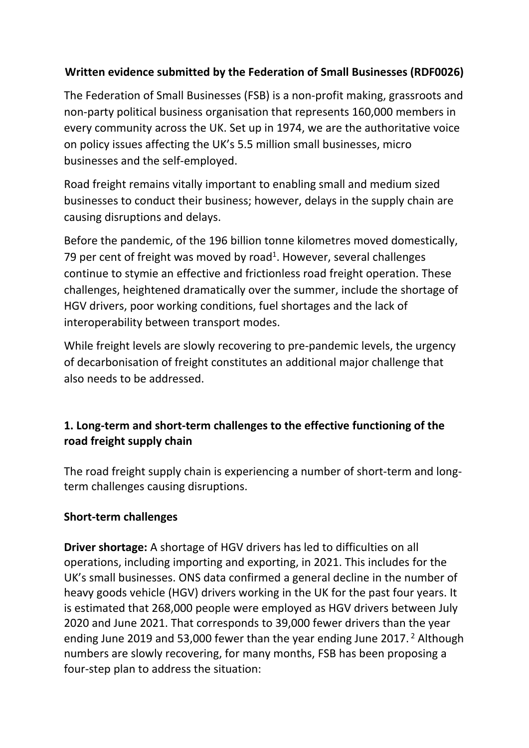**Written evidence submitted by the Federation of Small Businesses (RDF0026)**

The Federation of Small Businesses (FSB) is a non-profit making, grassroots and non-party political business organisation that represents 160,000 members in every community across the UK. Set up in 1974, we are the authoritative voice on policy issues affecting the UK's 5.5 million small businesses, micro businesses and the self-employed.

Road freight remains vitally important to enabling small and medium sized businesses to conduct their business; however, delays in the supply chain are causing disruptions and delays.

Before the pandemic, of the 196 billion tonne kilometres moved domestically, 79 per cent of freight was moved by road[1]. However, several challenges continue to stymie an effective and frictionless road freight operation. These challenges, heightened dramatically over the summer, include the shortage of HGV drivers, poor working conditions, fuel shortages and the lack of interoperability between transport modes.

While freight levels are slowly recovering to pre-pandemic levels, the urgency of decarbonisation of freight constitutes an additional major challenge that also needs to be addressed.

## 1. Long-term and short-term challenges to the effective functioning of the road freight supply chain

The road freight supply chain is experiencing a number of short-term and long-term challenges causing disruptions.

### Short-term challenges

**Driver shortage:** A shortage of HGV drivers has led to difficulties on all operations, including importing and exporting, in 2021. This includes for the UK's small businesses. ONS data confirmed a general decline in the number of heavy goods vehicle (HGV) drivers working in the UK for the past four years. It is estimated that 268,000 people were employed as HGV drivers between July 2020 and June 2021. That corresponds to 39,000 fewer drivers than the year ending June 2019 and 53,000 fewer than the year ending June 2017. [2] Although numbers are slowly recovering, for many months, FSB has been proposing a four-step plan to address the situation: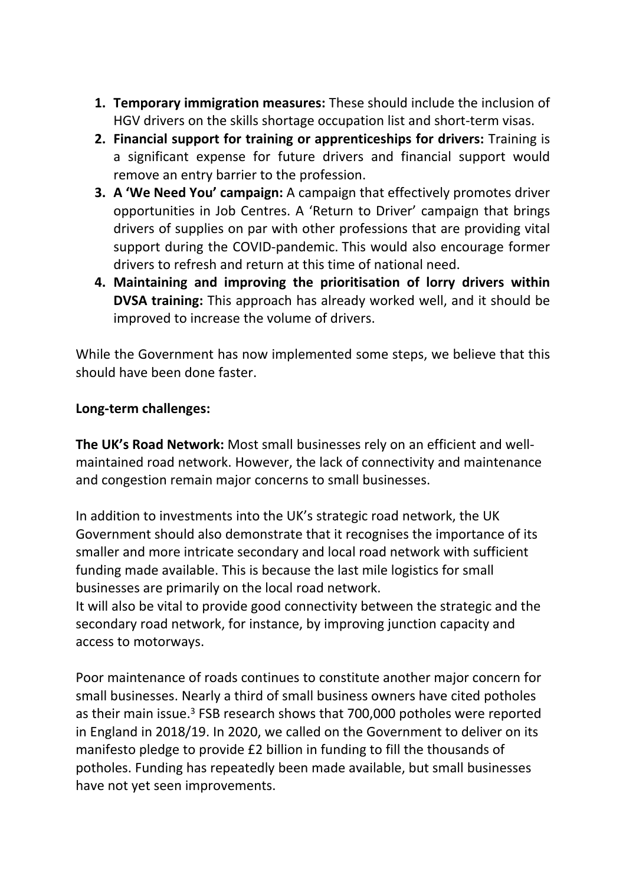1. **Temporary immigration measures:** These should include the inclusion of HGV drivers on the skills shortage occupation list and short-term visas.
2. **Financial support for training or apprenticeships for drivers:** Training is a significant expense for future drivers and financial support would remove an entry barrier to the profession.
3. **A 'We Need You' campaign:** A campaign that effectively promotes driver opportunities in Job Centres. A 'Return to Driver' campaign that brings drivers of supplies on par with other professions that are providing vital support during the COVID-pandemic. This would also encourage former drivers to refresh and return at this time of national need.
4. **Maintaining and improving the prioritisation of lorry drivers within DVSA training:** This approach has already worked well, and it should be improved to increase the volume of drivers.

While the Government has now implemented some steps, we believe that this should have been done faster.

**Long-term challenges:**

**The UK's Road Network:** Most small businesses rely on an efficient and well-maintained road network. However, the lack of connectivity and maintenance and congestion remain major concerns to small businesses.

In addition to investments into the UK's strategic road network, the UK Government should also demonstrate that it recognises the importance of its smaller and more intricate secondary and local road network with sufficient funding made available. This is because the last mile logistics for small businesses are primarily on the local road network.
It will also be vital to provide good connectivity between the strategic and the secondary road network, for instance, by improving junction capacity and access to motorways.

Poor maintenance of roads continues to constitute another major concern for small businesses. Nearly a third of small business owners have cited potholes as their main issue.[3] FSB research shows that 700,000 potholes were reported in England in 2018/19. In 2020, we called on the Government to deliver on its manifesto pledge to provide £2 billion in funding to fill the thousands of potholes. Funding has repeatedly been made available, but small businesses have not yet seen improvements.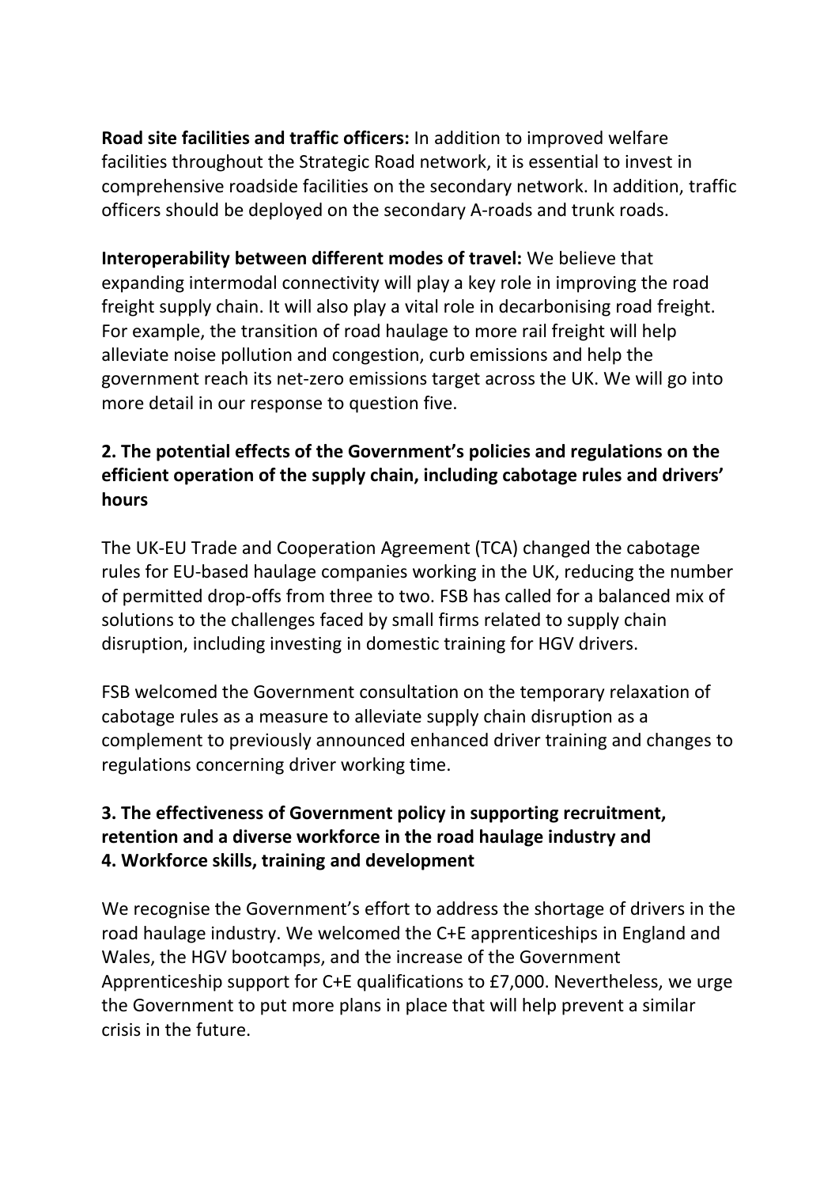**Road site facilities and traffic officers:** In addition to improved welfare facilities throughout the Strategic Road network, it is essential to invest in comprehensive roadside facilities on the secondary network. In addition, traffic officers should be deployed on the secondary A-roads and trunk roads.

**Interoperability between different modes of travel:** We believe that expanding intermodal connectivity will play a key role in improving the road freight supply chain. It will also play a vital role in decarbonising road freight. For example, the transition of road haulage to more rail freight will help alleviate noise pollution and congestion, curb emissions and help the government reach its net-zero emissions target across the UK. We will go into more detail in our response to question five.

### 2. The potential effects of the Government's policies and regulations on the efficient operation of the supply chain, including cabotage rules and drivers' hours

The UK-EU Trade and Cooperation Agreement (TCA) changed the cabotage rules for EU-based haulage companies working in the UK, reducing the number of permitted drop-offs from three to two. FSB has called for a balanced mix of solutions to the challenges faced by small firms related to supply chain disruption, including investing in domestic training for HGV drivers.

FSB welcomed the Government consultation on the temporary relaxation of cabotage rules as a measure to alleviate supply chain disruption as a complement to previously announced enhanced driver training and changes to regulations concerning driver working time.

### 3. The effectiveness of Government policy in supporting recruitment, retention and a diverse workforce in the road haulage industry and 4. Workforce skills, training and development

We recognise the Government's effort to address the shortage of drivers in the road haulage industry. We welcomed the C+E apprenticeships in England and Wales, the HGV bootcamps, and the increase of the Government Apprenticeship support for C+E qualifications to £7,000. Nevertheless, we urge the Government to put more plans in place that will help prevent a similar crisis in the future.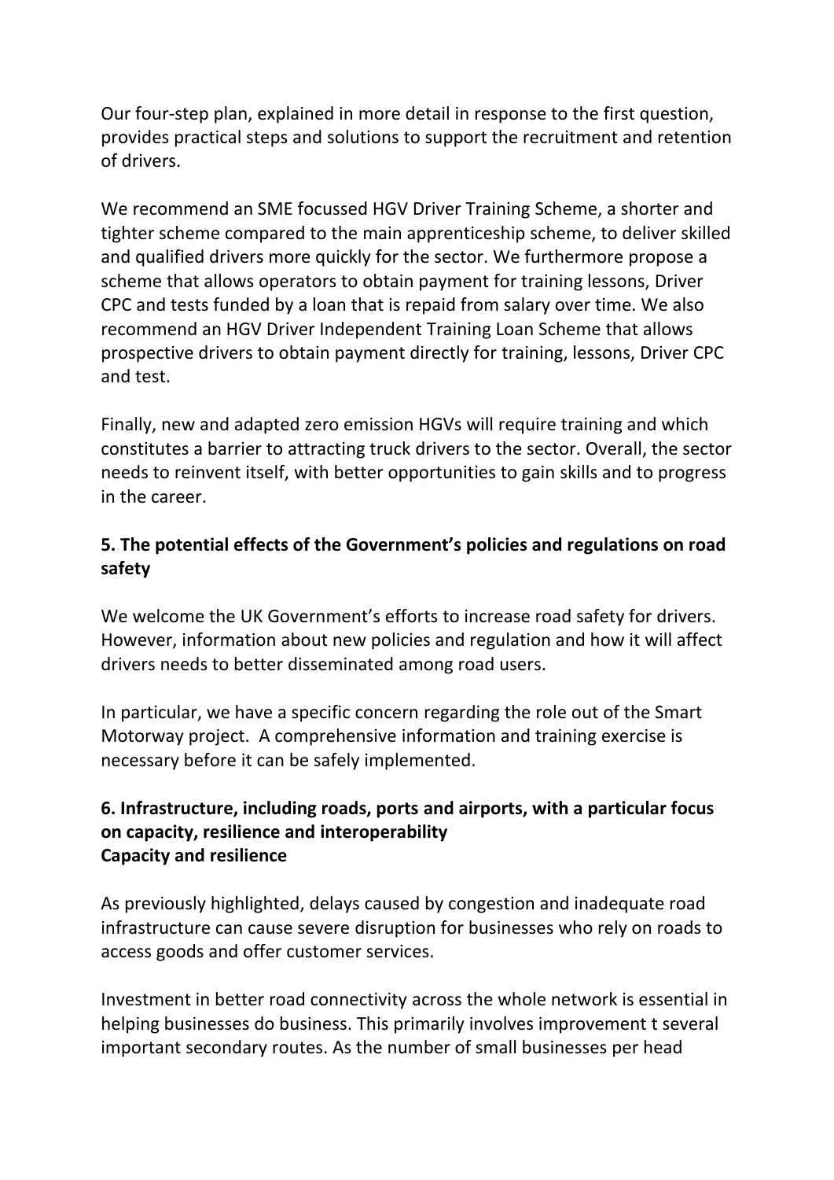Our four-step plan, explained in more detail in response to the first question, provides practical steps and solutions to support the recruitment and retention of drivers.

We recommend an SME focussed HGV Driver Training Scheme, a shorter and tighter scheme compared to the main apprenticeship scheme, to deliver skilled and qualified drivers more quickly for the sector. We furthermore propose a scheme that allows operators to obtain payment for training lessons, Driver CPC and tests funded by a loan that is repaid from salary over time. We also recommend an HGV Driver Independent Training Loan Scheme that allows prospective drivers to obtain payment directly for training, lessons, Driver CPC and test.

Finally, new and adapted zero emission HGVs will require training and which constitutes a barrier to attracting truck drivers to the sector. Overall, the sector needs to reinvent itself, with better opportunities to gain skills and to progress in the career.

**5. The potential effects of the Government's policies and regulations on road safety**

We welcome the UK Government's efforts to increase road safety for drivers. However, information about new policies and regulation and how it will affect drivers needs to better disseminated among road users.

In particular, we have a specific concern regarding the role out of the Smart Motorway project. A comprehensive information and training exercise is necessary before it can be safely implemented.

**6. Infrastructure, including roads, ports and airports, with a particular focus on capacity, resilience and interoperability**
**Capacity and resilience**

As previously highlighted, delays caused by congestion and inadequate road infrastructure can cause severe disruption for businesses who rely on roads to access goods and offer customer services.

Investment in better road connectivity across the whole network is essential in helping businesses do business. This primarily involves improvement t several important secondary routes. As the number of small businesses per head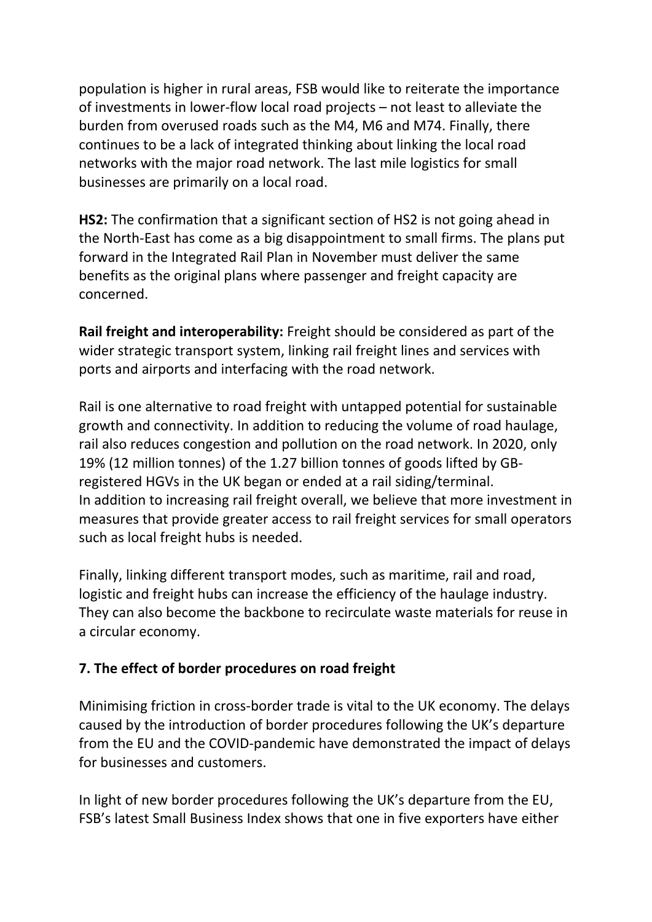population is higher in rural areas, FSB would like to reiterate the importance of investments in lower-flow local road projects – not least to alleviate the burden from overused roads such as the M4, M6 and M74. Finally, there continues to be a lack of integrated thinking about linking the local road networks with the major road network. The last mile logistics for small businesses are primarily on a local road.

**HS2:** The confirmation that a significant section of HS2 is not going ahead in the North-East has come as a big disappointment to small firms. The plans put forward in the Integrated Rail Plan in November must deliver the same benefits as the original plans where passenger and freight capacity are concerned.

**Rail freight and interoperability:** Freight should be considered as part of the wider strategic transport system, linking rail freight lines and services with ports and airports and interfacing with the road network.

Rail is one alternative to road freight with untapped potential for sustainable growth and connectivity. In addition to reducing the volume of road haulage, rail also reduces congestion and pollution on the road network. In 2020, only 19% (12 million tonnes) of the 1.27 billion tonnes of goods lifted by GB-registered HGVs in the UK began or ended at a rail siding/terminal.
In addition to increasing rail freight overall, we believe that more investment in measures that provide greater access to rail freight services for small operators such as local freight hubs is needed.

Finally, linking different transport modes, such as maritime, rail and road, logistic and freight hubs can increase the efficiency of the haulage industry. They can also become the backbone to recirculate waste materials for reuse in a circular economy.

## 7. The effect of border procedures on road freight

Minimising friction in cross-border trade is vital to the UK economy. The delays caused by the introduction of border procedures following the UK's departure from the EU and the COVID-pandemic have demonstrated the impact of delays for businesses and customers.

In light of new border procedures following the UK's departure from the EU, FSB's latest Small Business Index shows that one in five exporters have either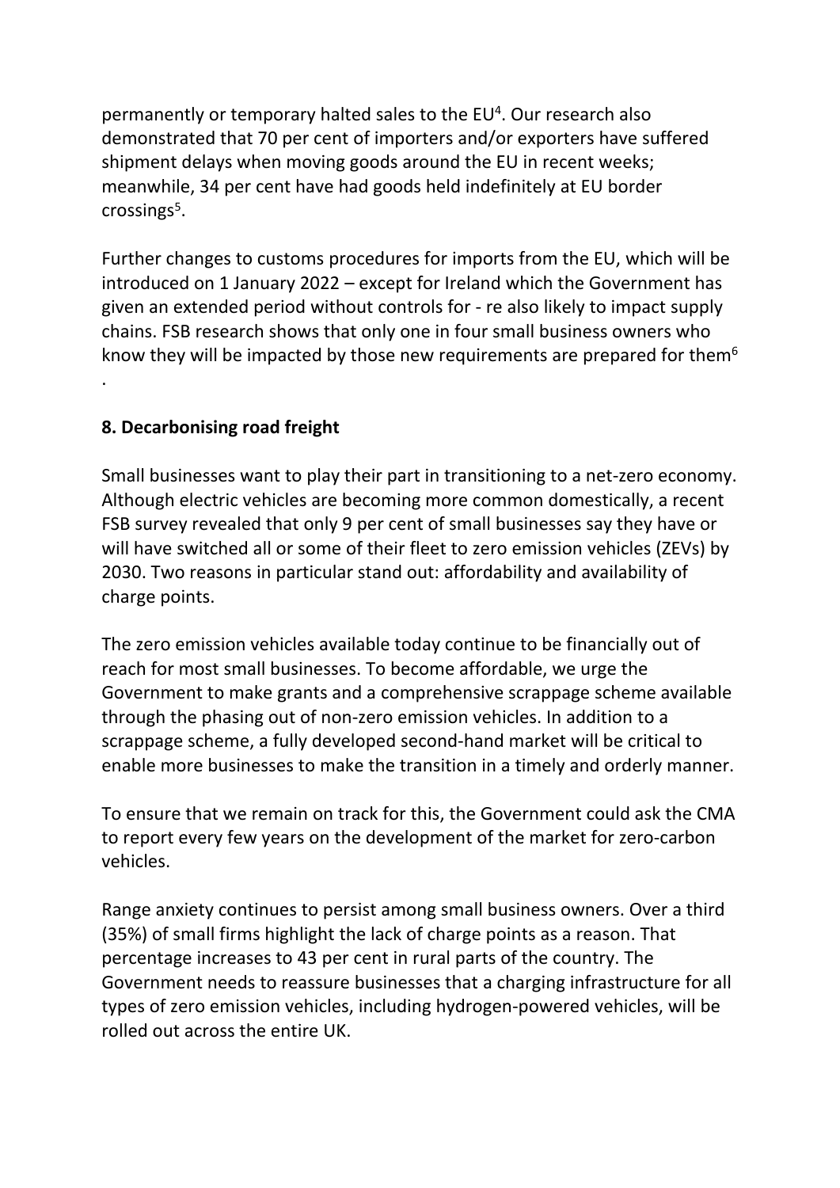permanently or temporary halted sales to the EU[4]. Our research also demonstrated that 70 per cent of importers and/or exporters have suffered shipment delays when moving goods around the EU in recent weeks; meanwhile, 34 per cent have had goods held indefinitely at EU border crossings[5].

Further changes to customs procedures for imports from the EU, which will be introduced on 1 January 2022 – except for Ireland which the Government has given an extended period without controls for - re also likely to impact supply chains. FSB research shows that only one in four small business owners who know they will be impacted by those new requirements are prepared for them[6] .

**8. Decarbonising road freight**

Small businesses want to play their part in transitioning to a net-zero economy. Although electric vehicles are becoming more common domestically, a recent FSB survey revealed that only 9 per cent of small businesses say they have or will have switched all or some of their fleet to zero emission vehicles (ZEVs) by 2030. Two reasons in particular stand out: affordability and availability of charge points.

The zero emission vehicles available today continue to be financially out of reach for most small businesses. To become affordable, we urge the Government to make grants and a comprehensive scrappage scheme available through the phasing out of non-zero emission vehicles. In addition to a scrappage scheme, a fully developed second-hand market will be critical to enable more businesses to make the transition in a timely and orderly manner.

To ensure that we remain on track for this, the Government could ask the CMA to report every few years on the development of the market for zero-carbon vehicles.

Range anxiety continues to persist among small business owners. Over a third (35%) of small firms highlight the lack of charge points as a reason. That percentage increases to 43 per cent in rural parts of the country. The Government needs to reassure businesses that a charging infrastructure for all types of zero emission vehicles, including hydrogen-powered vehicles, will be rolled out across the entire UK.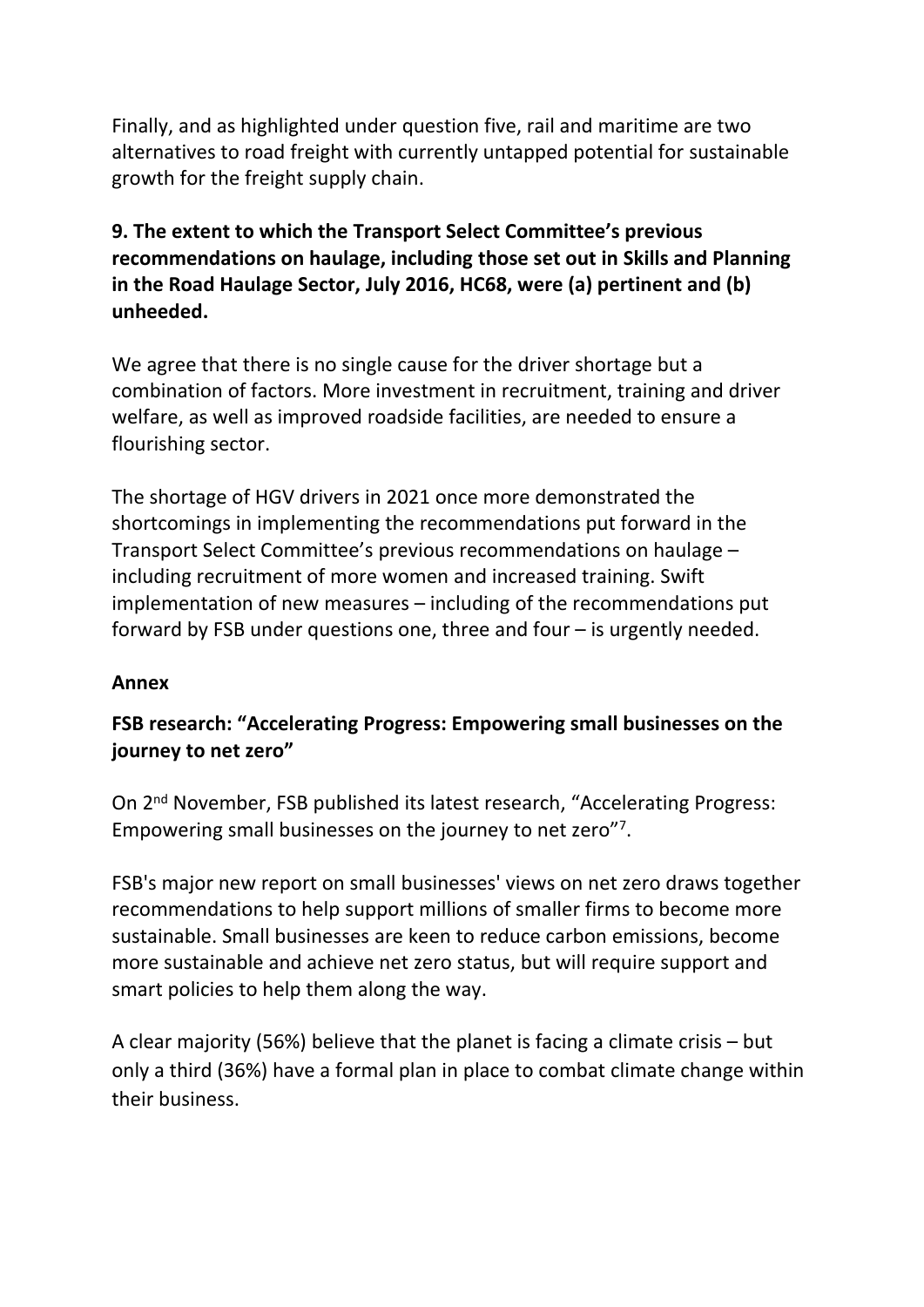Finally, and as highlighted under question five, rail and maritime are two alternatives to road freight with currently untapped potential for sustainable growth for the freight supply chain.

**9. The extent to which the Transport Select Committee's previous recommendations on haulage, including those set out in Skills and Planning in the Road Haulage Sector, July 2016, HC68, were (a) pertinent and (b) unheeded.**

We agree that there is no single cause for the driver shortage but a combination of factors. More investment in recruitment, training and driver welfare, as well as improved roadside facilities, are needed to ensure a flourishing sector.

The shortage of HGV drivers in 2021 once more demonstrated the shortcomings in implementing the recommendations put forward in the Transport Select Committee's previous recommendations on haulage – including recruitment of more women and increased training. Swift implementation of new measures – including of the recommendations put forward by FSB under questions one, three and four – is urgently needed.

**Annex**

**FSB research: "Accelerating Progress: Empowering small businesses on the journey to net zero"**

On 2nd November, FSB published its latest research, "Accelerating Progress: Empowering small businesses on the journey to net zero"[7].

FSB's major new report on small businesses' views on net zero draws together recommendations to help support millions of smaller firms to become more sustainable. Small businesses are keen to reduce carbon emissions, become more sustainable and achieve net zero status, but will require support and smart policies to help them along the way.

A clear majority (56%) believe that the planet is facing a climate crisis – but only a third (36%) have a formal plan in place to combat climate change within their business.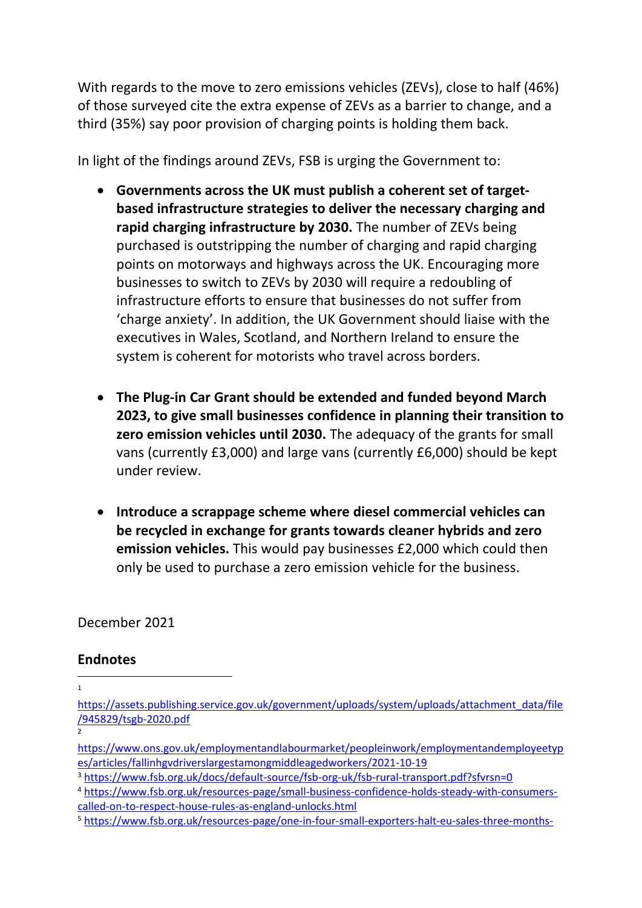With regards to the move to zero emissions vehicles (ZEVs), close to half (46%) of those surveyed cite the extra expense of ZEVs as a barrier to change, and a third (35%) say poor provision of charging points is holding them back.

In light of the findings around ZEVs, FSB is urging the Government to:

- **Governments across the UK must publish a coherent set of target-based infrastructure strategies to deliver the necessary charging and rapid charging infrastructure by 2030.** The number of ZEVs being purchased is outstripping the number of charging and rapid charging points on motorways and highways across the UK. Encouraging more businesses to switch to ZEVs by 2030 will require a redoubling of infrastructure efforts to ensure that businesses do not suffer from 'charge anxiety'. In addition, the UK Government should liaise with the executives in Wales, Scotland, and Northern Ireland to ensure the system is coherent for motorists who travel across borders.

- **The Plug-in Car Grant should be extended and funded beyond March 2023, to give small businesses confidence in planning their transition to zero emission vehicles until 2030.** The adequacy of the grants for small vans (currently £3,000) and large vans (currently £6,000) should be kept under review.

- **Introduce a scrappage scheme where diesel commercial vehicles can be recycled in exchange for grants towards cleaner hybrids and zero emission vehicles.** This would pay businesses £2,000 which could then only be used to purchase a zero emission vehicle for the business.

December 2021

## Endnotes

[1] https://assets.publishing.service.gov.uk/government/uploads/system/uploads/attachment_data/file/945829/tsgb-2020.pdf

[2] https://www.ons.gov.uk/employmentandlabourmarket/peopleinwork/employmentandemployeetypes/articles/fallinhgvdriverslargestamongmiddleagedworkers/2021-10-19

[3] https://www.fsb.org.uk/docs/default-source/fsb-org-uk/fsb-rural-transport.pdf?sfvrsn=0

[4] https://www.fsb.org.uk/resources-page/small-business-confidence-holds-steady-with-consumers-called-on-to-respect-house-rules-as-england-unlocks.html

[5] https://www.fsb.org.uk/resources-page/one-in-four-small-exporters-halt-eu-sales-three-months-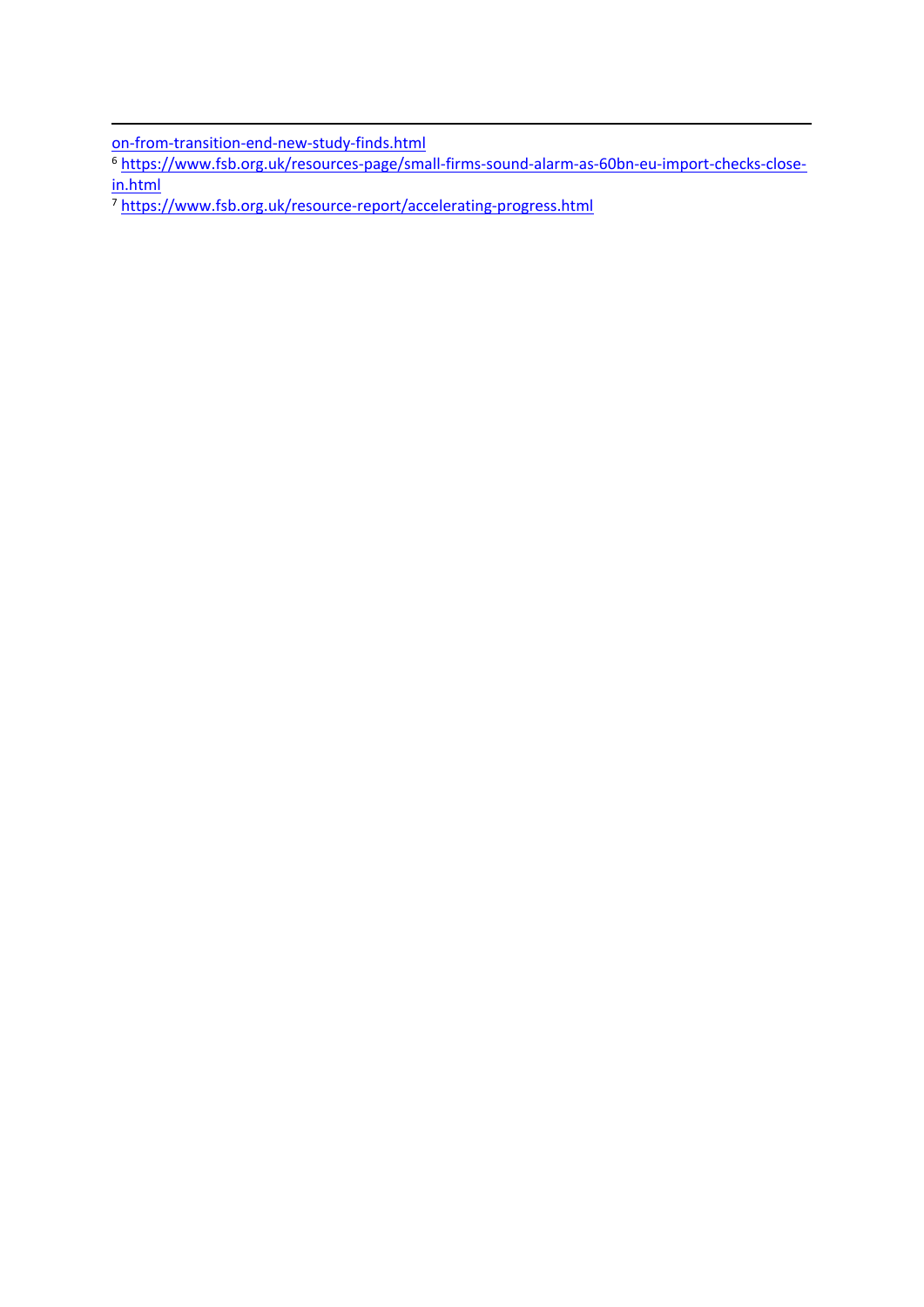on-from-transition-end-new-study-finds.html

[6] https://www.fsb.org.uk/resources-page/small-firms-sound-alarm-as-60bn-eu-import-checks-close-in.html

[7] https://www.fsb.org.uk/resource-report/accelerating-progress.html